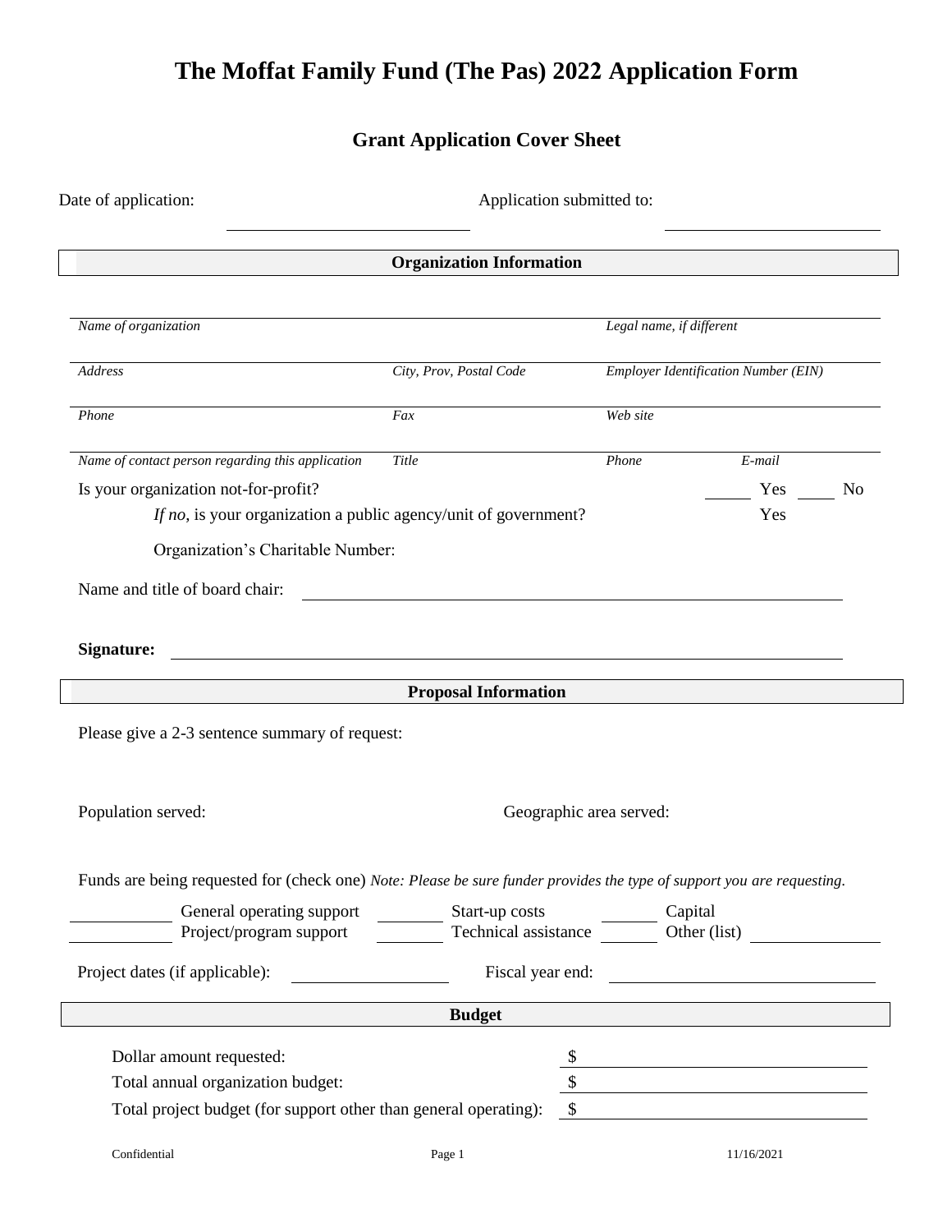# The Moffat Family Fund (The Pas) 2022 Application Form

## Grant Application Cover Sheet

Date of application: ______________________ Application submitted to: ______________________

### Organization Information

| | | |
|---|---|---|
| *Name of organization* | | *Legal name, if different* |
| *Address* | *City, Prov, Postal Code* | *Employer Identification Number (EIN)* |
| *Phone* | *Fax* | *Web site* |
| *Name of contact person regarding this application* | *Title* | *Phone* *E-mail* |

Is your organization not-for-profit? _____ Yes _____ No

*If no*, is your organization a public agency/unit of government? Yes

Organization's Charitable Number:

Name and title of board chair: ______________________

**Signature:** ______________________

### Proposal Information

Please give a 2-3 sentence summary of request:

Population served: Geographic area served:

Funds are being requested for (check one) *Note: Please be sure funder provides the type of support you are requesting.*

_____ General operating support _____ Start-up costs _____ Capital
_____ Project/program support _____ Technical assistance _____ Other (list) _____

Project dates (if applicable): ______________ Fiscal year end: ______________

### Budget

Dollar amount requested: $ ______________

Total annual organization budget: $ ______________

Total project budget (for support other than general operating): $ ______________

Confidential 11/16/2021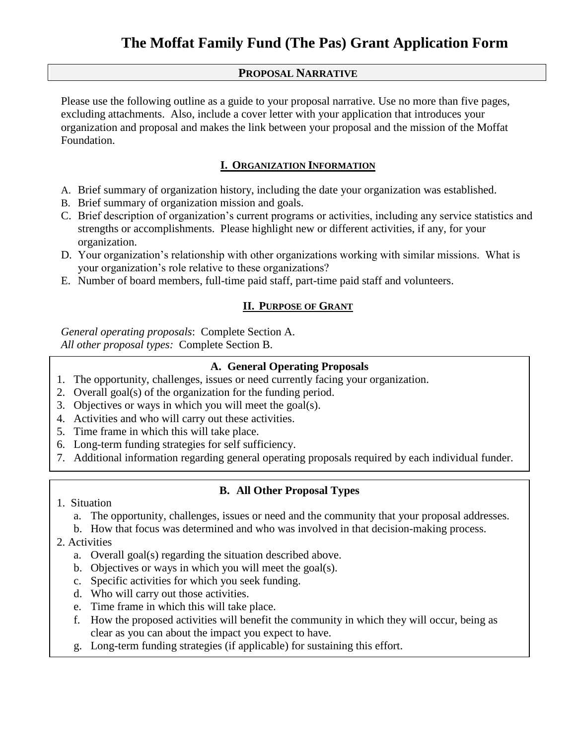# The Moffat Family Fund (The Pas) Grant Application Form

## PROPOSAL NARRATIVE

Please use the following outline as a guide to your proposal narrative. Use no more than five pages, excluding attachments. Also, include a cover letter with your application that introduces your organization and proposal and makes the link between your proposal and the mission of the Moffat Foundation.

### I. ORGANIZATION INFORMATION

A. Brief summary of organization history, including the date your organization was established.
B. Brief summary of organization mission and goals.
C. Brief description of organization's current programs or activities, including any service statistics and strengths or accomplishments. Please highlight new or different activities, if any, for your organization.
D. Your organization's relationship with other organizations working with similar missions. What is your organization's role relative to these organizations?
E. Number of board members, full-time paid staff, part-time paid staff and volunteers.

### II. PURPOSE OF GRANT

*General operating proposals*: Complete Section A.
*All other proposal types:* Complete Section B.

#### A. General Operating Proposals

1. The opportunity, challenges, issues or need currently facing your organization.
2. Overall goal(s) of the organization for the funding period.
3. Objectives or ways in which you will meet the goal(s).
4. Activities and who will carry out these activities.
5. Time frame in which this will take place.
6. Long-term funding strategies for self sufficiency.
7. Additional information regarding general operating proposals required by each individual funder.

#### B. All Other Proposal Types

1. Situation
   a. The opportunity, challenges, issues or need and the community that your proposal addresses.
   b. How that focus was determined and who was involved in that decision-making process.
2. Activities
   a. Overall goal(s) regarding the situation described above.
   b. Objectives or ways in which you will meet the goal(s).
   c. Specific activities for which you seek funding.
   d. Who will carry out those activities.
   e. Time frame in which this will take place.
   f. How the proposed activities will benefit the community in which they will occur, being as clear as you can about the impact you expect to have.
   g. Long-term funding strategies (if applicable) for sustaining this effort.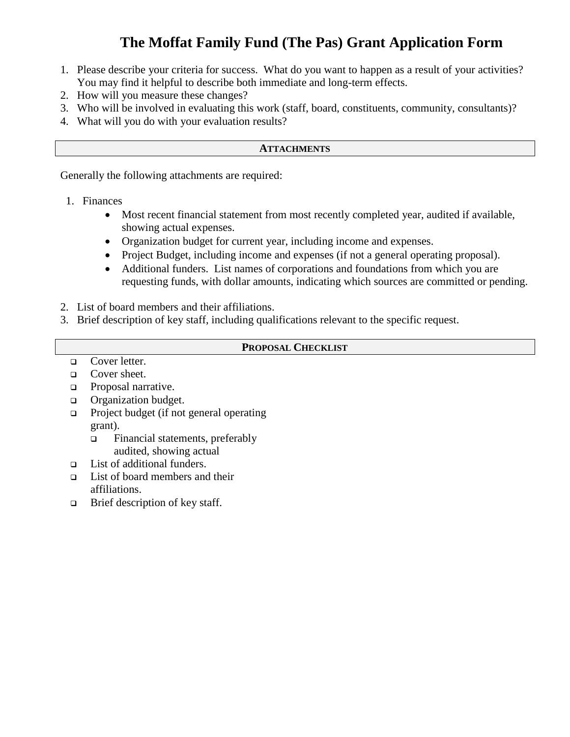# The Moffat Family Fund (The Pas) Grant Application Form

1. Please describe your criteria for success. What do you want to happen as a result of your activities? You may find it helpful to describe both immediate and long-term effects.
2. How will you measure these changes?
3. Who will be involved in evaluating this work (staff, board, constituents, community, consultants)?
4. What will you do with your evaluation results?

## ATTACHMENTS

Generally the following attachments are required:

1. Finances
   - Most recent financial statement from most recently completed year, audited if available, showing actual expenses.
   - Organization budget for current year, including income and expenses.
   - Project Budget, including income and expenses (if not a general operating proposal).
   - Additional funders. List names of corporations and foundations from which you are requesting funds, with dollar amounts, indicating which sources are committed or pending.
2. List of board members and their affiliations.
3. Brief description of key staff, including qualifications relevant to the specific request.

## PROPOSAL CHECKLIST

- ❑ Cover letter.
- ❑ Cover sheet.
- ❑ Proposal narrative.
- ❑ Organization budget.
- ❑ Project budget (if not general operating grant).
  - ❑ Financial statements, preferably audited, showing actual
- ❑ List of additional funders.
- ❑ List of board members and their affiliations.
- ❑ Brief description of key staff.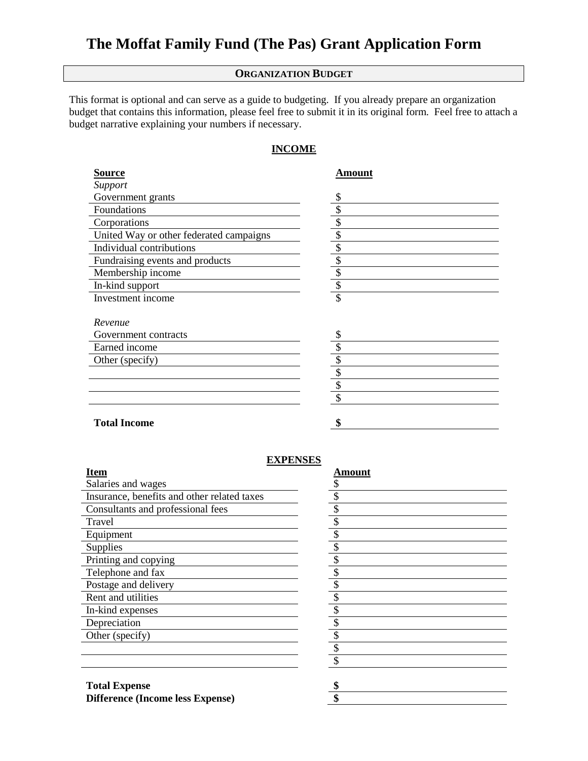# The Moffat Family Fund (The Pas) Grant Application Form

## ORGANIZATION BUDGET

This format is optional and can serve as a guide to budgeting. If you already prepare an organization budget that contains this information, please feel free to submit it in its original form. Feel free to attach a budget narrative explaining your numbers if necessary.

### INCOME

| Source | Amount |
|---|---|
| *Support* | |
| Government grants | $ |
| Foundations | $ |
| Corporations | $ |
| United Way or other federated campaigns | $ |
| Individual contributions | $ |
| Fundraising events and products | $ |
| Membership income | $ |
| In-kind support | $ |
| Investment income | $ |
| | |
| *Revenue* | |
| Government contracts | $ |
| Earned income | $ |
| Other (specify) | $ |
| | $ |
| | $ |
| | $ |
| | |
| **Total Income** | **$** |

### EXPENSES

| Item | Amount |
|---|---|
| Salaries and wages | $ |
| Insurance, benefits and other related taxes | $ |
| Consultants and professional fees | $ |
| Travel | $ |
| Equipment | $ |
| Supplies | $ |
| Printing and copying | $ |
| Telephone and fax | $ |
| Postage and delivery | $ |
| Rent and utilities | $ |
| In-kind expenses | $ |
| Depreciation | $ |
| Other (specify) | $ |
| | $ |
| | $ |
| | |
| **Total Expense** | **$** |
| **Difference (Income less Expense)** | **$** |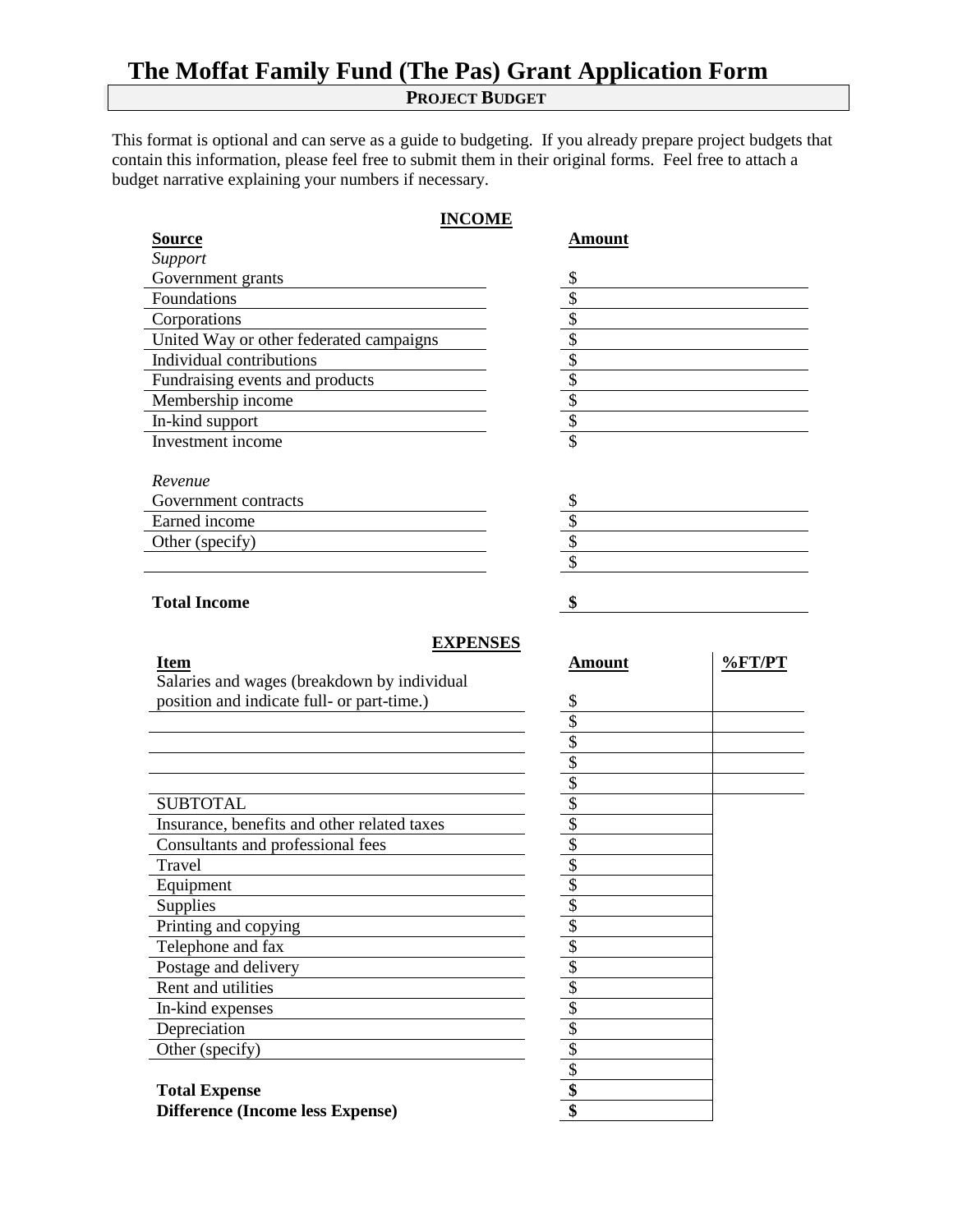# The Moffat Family Fund (The Pas) Grant Application Form

**PROJECT BUDGET**

This format is optional and can serve as a guide to budgeting. If you already prepare project budgets that contain this information, please feel free to submit them in their original forms. Feel free to attach a budget narrative explaining your numbers if necessary.

**INCOME**

| **Source** | **Amount** |
|---|---|
| *Support* | |
| Government grants | $ |
| Foundations | $ |
| Corporations | $ |
| United Way or other federated campaigns | $ |
| Individual contributions | $ |
| Fundraising events and products | $ |
| Membership income | $ |
| In-kind support | $ |
| Investment income | $ |
| *Revenue* | |
| Government contracts | $ |
| Earned income | $ |
| Other (specify) | $ |
| | $ |
| **Total Income** | **$** |

**EXPENSES**

| **Item** | **Amount** | **%FT/PT** |
|---|---|---|
| Salaries and wages (breakdown by individual position and indicate full- or part-time.) | $ | |
| | $ | |
| | $ | |
| | $ | |
| | $ | |
| SUBTOTAL | $ | |
| Insurance, benefits and other related taxes | $ | |
| Consultants and professional fees | $ | |
| Travel | $ | |
| Equipment | $ | |
| Supplies | $ | |
| Printing and copying | $ | |
| Telephone and fax | $ | |
| Postage and delivery | $ | |
| Rent and utilities | $ | |
| In-kind expenses | $ | |
| Depreciation | $ | |
| Other (specify) | $ | |
| | $ | |
| **Total Expense** | **$** | |
| **Difference (Income less Expense)** | **$** | |